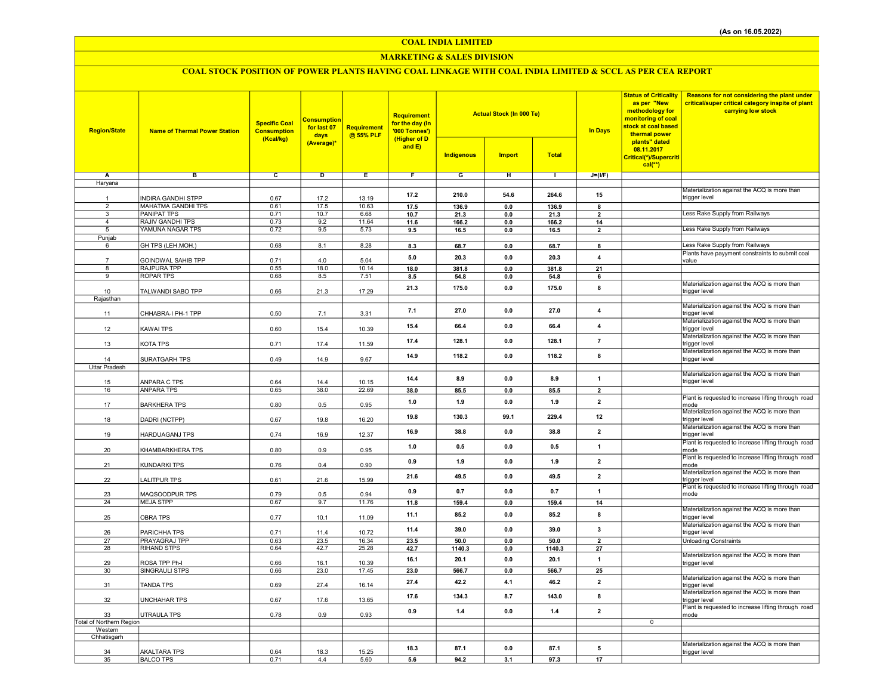(As on 16.05.2022)

# COAL INDIA LIMITED

## MARKETING & SALES DIVISION

### COAL STOCK POSITION OF POWER PLANTS HAVING COAL LINKAGE WITH COAL INDIA LIMITED & SCCL AS PER CEA REPORT

| Region/State | Name of Thermal Power Station | Specific Coal Consumption (Kcal/kg) | Consumption for last 07 days (Average)* | Requirement @ 55% PLF | Requirement for the day (In '000 Tonnes') (Higher of D and E) | Actual Stock (In 000 Te) | | | In Days | Status of Criticality as per "New methodology for monitoring of coal stock at coal based thermal power plants" dated 08.11.2017 Critical(*)/Supercritical(**) | Reasons for not considering the plant under critical/super critical category inspite of plant carrying low stock |
|---|---|---|---|---|---|---|---|---|---|---|---|
| | | | | | | Indigenous | Import | Total | | | |
| A | B | C | D | E | F | G | H | I | J=(I/F) | | |
| Haryana | | | | | | | | | | | |
| 1 | INDIRA GANDHI STPP | 0.67 | 17.2 | 13.19 | 17.2 | 210.0 | 54.6 | 264.6 | 15 | | Materialization against the ACQ is more than trigger level |
| 2 | MAHATMA GANDHI TPS | 0.61 | 17.5 | 10.63 | 17.5 | 136.9 | 0.0 | 136.9 | 8 | | |
| 3 | PANIPAT TPS | 0.71 | 10.7 | 6.68 | 10.7 | 21.3 | 0.0 | 21.3 | 2 | | Less Rake Supply from Railways |
| 4 | RAJIV GANDHI TPS | 0.73 | 9.2 | 11.64 | 11.6 | 166.2 | 0.0 | 166.2 | 14 | | |
| 5 | YAMUNA NAGAR TPS | 0.72 | 9.5 | 5.73 | 9.5 | 16.5 | 0.0 | 16.5 | 2 | | Less Rake Supply from Railways |
| Punjab | | | | | | | | | | | |
| 6 | GH TPS (LEH.MOH.) | 0.68 | 8.1 | 8.28 | 8.3 | 68.7 | 0.0 | 68.7 | 8 | | Less Rake Supply from Railways |
| 7 | GOINDWAL SAHIB TPP | 0.71 | 4.0 | 5.04 | 5.0 | 20.3 | 0.0 | 20.3 | 4 | | Plants have payyment constraints to submit coal value |
| 8 | RAJPURA TPP | 0.55 | 18.0 | 10.14 | 18.0 | 381.8 | 0.0 | 381.8 | 21 | | |
| 9 | ROPAR TPS | 0.68 | 8.5 | 7.51 | 8.5 | 54.8 | 0.0 | 54.8 | 6 | | |
| 10 | TALWANDI SABO TPP | 0.66 | 21.3 | 17.29 | 21.3 | 175.0 | 0.0 | 175.0 | 8 | | Materialization against the ACQ is more than trigger level |
| Rajasthan | | | | | | | | | | | |
| 11 | CHHABRA-I PH-1 TPP | 0.50 | 7.1 | 3.31 | 7.1 | 27.0 | 0.0 | 27.0 | 4 | | Materialization against the ACQ is more than trigger level |
| 12 | KAWAI TPS | 0.60 | 15.4 | 10.39 | 15.4 | 66.4 | 0.0 | 66.4 | 4 | | Materialization against the ACQ is more than trigger level |
| 13 | KOTA TPS | 0.71 | 17.4 | 11.59 | 17.4 | 128.1 | 0.0 | 128.1 | 7 | | Materialization against the ACQ is more than trigger level |
| 14 | SURATGARH TPS | 0.49 | 14.9 | 9.67 | 14.9 | 118.2 | 0.0 | 118.2 | 8 | | Materialization against the ACQ is more than trigger level |
| Uttar Pradesh | | | | | | | | | | | |
| 15 | ANPARA C TPS | 0.64 | 14.4 | 10.15 | 14.4 | 8.9 | 0.0 | 8.9 | 1 | | Materialization against the ACQ is more than trigger level |
| 16 | ANPARA TPS | 0.65 | 38.0 | 22.69 | 38.0 | 85.5 | 0.0 | 85.5 | 2 | | |
| 17 | BARKHERA TPS | 0.80 | 0.5 | 0.95 | 1.0 | 1.9 | 0.0 | 1.9 | 2 | | Plant is requested to increase lifting through road mode |
| 18 | DADRI (NCTPP) | 0.67 | 19.8 | 16.20 | 19.8 | 130.3 | 99.1 | 229.4 | 12 | | Materialization against the ACQ is more than trigger level |
| 19 | HARDUAGANJ TPS | 0.74 | 16.9 | 12.37 | 16.9 | 38.8 | 0.0 | 38.8 | 2 | | Materialization against the ACQ is more than trigger level |
| 20 | KHAMBARKHERA TPS | 0.80 | 0.9 | 0.95 | 1.0 | 0.5 | 0.0 | 0.5 | 1 | | Plant is requested to increase lifting through road mode |
| 21 | KUNDARKI TPS | 0.76 | 0.4 | 0.90 | 0.9 | 1.9 | 0.0 | 1.9 | 2 | | Plant is requested to increase lifting through road mode |
| 22 | LALITPUR TPS | 0.61 | 21.6 | 15.99 | 21.6 | 49.5 | 0.0 | 49.5 | 2 | | Materialization against the ACQ is more than trigger level |
| 23 | MAQSOODPUR TPS | 0.79 | 0.5 | 0.94 | 0.9 | 0.7 | 0.0 | 0.7 | 1 | | Plant is requested to increase lifting through road mode |
| 24 | MEJA STPP | 0.67 | 9.7 | 11.76 | 11.8 | 159.4 | 0.0 | 159.4 | 14 | | |
| 25 | OBRA TPS | 0.77 | 10.1 | 11.09 | 11.1 | 85.2 | 0.0 | 85.2 | 8 | | Materialization against the ACQ is more than trigger level |
| 26 | PARICHHA TPS | 0.71 | 11.4 | 10.72 | 11.4 | 39.0 | 0.0 | 39.0 | 3 | | Materialization against the ACQ is more than trigger level |
| 27 | PRAYAGRAJ TPP | 0.63 | 23.5 | 16.34 | 23.5 | 50.0 | 0.0 | 50.0 | 2 | | Unloading Constraints |
| 28 | RIHAND STPS | 0.64 | 42.7 | 25.28 | 42.7 | 1140.3 | 0.0 | 1140.3 | 27 | | |
| 29 | ROSA TPP Ph-I | 0.66 | 16.1 | 10.39 | 16.1 | 20.1 | 0.0 | 20.1 | 1 | | Materialization against the ACQ is more than trigger level |
| 30 | SINGRAULI STPS | 0.66 | 23.0 | 17.45 | 23.0 | 566.7 | 0.0 | 566.7 | 25 | | |
| 31 | TANDA TPS | 0.69 | 27.4 | 16.14 | 27.4 | 42.2 | 4.1 | 46.2 | 2 | | Materialization against the ACQ is more than trigger level |
| 32 | UNCHAHAR TPS | 0.67 | 17.6 | 13.65 | 17.6 | 134.3 | 8.7 | 143.0 | 8 | | Materialization against the ACQ is more than trigger level |
| 33 | UTRAULA TPS | 0.78 | 0.9 | 0.93 | 0.9 | 1.4 | 0.0 | 1.4 | 2 | | Plant is requested to increase lifting through road mode |
| Total of Northern Region | | | | | | | | | | 0 | |
| Western | | | | | | | | | | | |
| Chhatisgarh | | | | | | | | | | | |
| 34 | AKALTARA TPS | 0.64 | 18.3 | 15.25 | 18.3 | 87.1 | 0.0 | 87.1 | 5 | | Materialization against the ACQ is more than trigger level |
| 35 | BALCO TPS | 0.71 | 4.4 | 5.60 | 5.6 | 94.2 | 3.1 | 97.3 | 17 | | |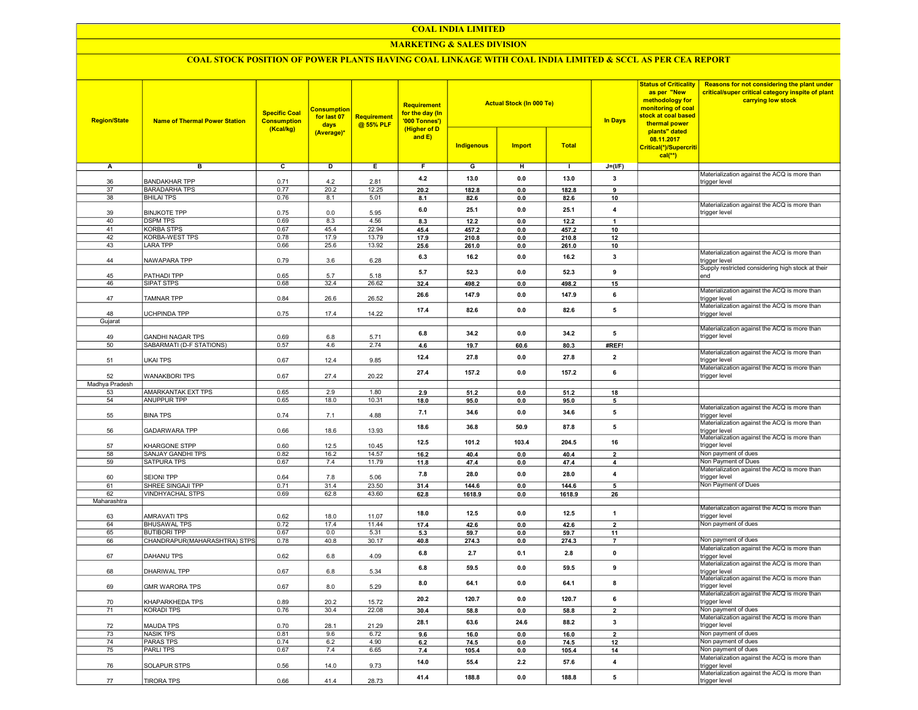# COAL INDIA LIMITED

## MARKETING & SALES DIVISION

### COAL STOCK POSITION OF POWER PLANTS HAVING COAL LINKAGE WITH COAL INDIA LIMITED & SCCL AS PER CEA REPORT

| Region/State | Name of Thermal Power Station | Specific Coal Consumption (Kcal/kg) | Consumption for last 07 days (Average)* | Requirement @ 55% PLF | Requirement for the day (In '000 Tonnes') (Higher of D and E) | Actual Stock (In 000 Te) | | | In Days | Status of Criticality as per "New methodology for monitoring of coal stock at coal based thermal power plants" dated 08.11.2017 Critical(*)/Supercritical(**) | Reasons for not considering the plant under critical/super critical category inspite of plant carrying low stock |
|---|---|---|---|---|---|---|---|---|---|---|---|
| | | | | | | Indigenous | Import | Total | | | |
| A | B | C | D | E | F | G | H | I | J=(I/F) | | |
| 36 | BANDAKHAR TPP | 0.71 | 4.2 | 2.81 | 4.2 | 13.0 | 0.0 | 13.0 | 3 | | Materialization against the ACQ is more than trigger level |
| 37 | BARADARHA TPS | 0.77 | 20.2 | 12.25 | 20.2 | 182.8 | 0.0 | 182.8 | 9 | | |
| 38 | BHILAI TPS | 0.76 | 8.1 | 5.01 | 8.1 | 82.6 | 0.0 | 82.6 | 10 | | |
| 39 | BINJKOTE TPP | 0.75 | 0.0 | 5.95 | 6.0 | 25.1 | 0.0 | 25.1 | 4 | | Materialization against the ACQ is more than trigger level |
| 40 | DSPM TPS | 0.69 | 8.3 | 4.56 | 8.3 | 12.2 | 0.0 | 12.2 | 1 | | |
| 41 | KORBA STPS | 0.67 | 45.4 | 22.94 | 45.4 | 457.2 | 0.0 | 457.2 | 10 | | |
| 42 | KORBA-WEST TPS | 0.78 | 17.9 | 13.79 | 17.9 | 210.8 | 0.0 | 210.8 | 12 | | |
| 43 | LARA TPP | 0.66 | 25.6 | 13.92 | 25.6 | 261.0 | 0.0 | 261.0 | 10 | | |
| 44 | NAWAPARA TPP | 0.79 | 3.6 | 6.28 | 6.3 | 16.2 | 0.0 | 16.2 | 3 | | Materialization against the ACQ is more than trigger level |
| 45 | PATHADI TPP | 0.65 | 5.7 | 5.18 | 5.7 | 52.3 | 0.0 | 52.3 | 9 | | Supply restricted considering high stock at their end |
| 46 | SIPAT STPS | 0.68 | 32.4 | 26.62 | 32.4 | 498.2 | 0.0 | 498.2 | 15 | | |
| 47 | TAMNAR TPP | 0.84 | 26.6 | 26.52 | 26.6 | 147.9 | 0.0 | 147.9 | 6 | | Materialization against the ACQ is more than trigger level |
| 48 | UCHPINDA TPP | 0.75 | 17.4 | 14.22 | 17.4 | 82.6 | 0.0 | 82.6 | 5 | | Materialization against the ACQ is more than trigger level |
| Gujarat | | | | | | | | | | | |
| 49 | GANDHI NAGAR TPS | 0.69 | 6.8 | 5.71 | 6.8 | 34.2 | 0.0 | 34.2 | 5 | | Materialization against the ACQ is more than trigger level |
| 50 | SABARMATI (D-F STATIONS) | 0.57 | 4.6 | 2.74 | 4.6 | 19.7 | 60.6 | 80.3 | #REF! | | |
| 51 | UKAI TPS | 0.67 | 12.4 | 9.85 | 12.4 | 27.8 | 0.0 | 27.8 | 2 | | Materialization against the ACQ is more than trigger level |
| 52 | WANAKBORI TPS | 0.67 | 27.4 | 20.22 | 27.4 | 157.2 | 0.0 | 157.2 | 6 | | Materialization against the ACQ is more than trigger level |
| Madhya Pradesh | | | | | | | | | | | |
| 53 | AMARKANTAK EXT TPS | 0.65 | 2.9 | 1.80 | 2.9 | 51.2 | 0.0 | 51.2 | 18 | | |
| 54 | ANUPPUR TPP | 0.65 | 18.0 | 10.31 | 18.0 | 95.0 | 0.0 | 95.0 | 5 | | |
| 55 | BINA TPS | 0.74 | 7.1 | 4.88 | 7.1 | 34.6 | 0.0 | 34.6 | 5 | | Materialization against the ACQ is more than trigger level |
| 56 | GADARWARA TPP | 0.66 | 18.6 | 13.93 | 18.6 | 36.8 | 50.9 | 87.8 | 5 | | Materialization against the ACQ is more than trigger level |
| 57 | KHARGONE STPP | 0.60 | 12.5 | 10.45 | 12.5 | 101.2 | 103.4 | 204.5 | 16 | | Materialization against the ACQ is more than trigger level |
| 58 | SANJAY GANDHI TPS | 0.82 | 16.2 | 14.57 | 16.2 | 40.4 | 0.0 | 40.4 | 2 | | Non payment of dues |
| 59 | SATPURA TPS | 0.67 | 7.4 | 11.79 | 11.8 | 47.4 | 0.0 | 47.4 | 4 | | Non Payment of Dues |
| 60 | SEIONI TPP | 0.64 | 7.8 | 5.06 | 7.8 | 28.0 | 0.0 | 28.0 | 4 | | Materialization against the ACQ is more than trigger level |
| 61 | SHREE SINGAJI TPP | 0.71 | 31.4 | 23.50 | 31.4 | 144.6 | 0.0 | 144.6 | 5 | | Non Payment of Dues |
| 62 | VINDHYACHAL STPS | 0.69 | 62.8 | 43.60 | 62.8 | 1618.9 | 0.0 | 1618.9 | 26 | | |
| Maharashtra | | | | | | | | | | | |
| 63 | AMRAVATI TPS | 0.62 | 18.0 | 11.07 | 18.0 | 12.5 | 0.0 | 12.5 | 1 | | Materialization against the ACQ is more than trigger level |
| 64 | BHUSAWAL TPS | 0.72 | 17.4 | 11.44 | 17.4 | 42.6 | 0.0 | 42.6 | 2 | | Non payment of dues |
| 65 | BUTIBORI TPP | 0.67 | 0.0 | 5.31 | 5.3 | 59.7 | 0.0 | 59.7 | 11 | | |
| 66 | CHANDRAPUR(MAHARASHTRA) STPS | 0.78 | 40.8 | 30.17 | 40.8 | 274.3 | 0.0 | 274.3 | 7 | | Non payment of dues |
| 67 | DAHANU TPS | 0.62 | 6.8 | 4.09 | 6.8 | 2.7 | 0.1 | 2.8 | 0 | | Materialization against the ACQ is more than trigger level |
| 68 | DHARIWAL TPP | 0.67 | 6.8 | 5.34 | 6.8 | 59.5 | 0.0 | 59.5 | 9 | | Materialization against the ACQ is more than trigger level |
| 69 | GMR WARORA TPS | 0.67 | 8.0 | 5.29 | 8.0 | 64.1 | 0.0 | 64.1 | 8 | | Materialization against the ACQ is more than trigger level |
| 70 | KHAPARKHEDA TPS | 0.89 | 20.2 | 15.72 | 20.2 | 120.7 | 0.0 | 120.7 | 6 | | Materialization against the ACQ is more than trigger level |
| 71 | KORADI TPS | 0.76 | 30.4 | 22.08 | 30.4 | 58.8 | 0.0 | 58.8 | 2 | | Non payment of dues |
| 72 | MAUDA TPS | 0.70 | 28.1 | 21.29 | 28.1 | 63.6 | 24.6 | 88.2 | 3 | | Materialization against the ACQ is more than trigger level |
| 73 | NASIK TPS | 0.81 | 9.6 | 6.72 | 9.6 | 16.0 | 0.0 | 16.0 | 2 | | Non payment of dues |
| 74 | PARAS TPS | 0.74 | 6.2 | 4.90 | 6.2 | 74.5 | 0.0 | 74.5 | 12 | | Non payment of dues |
| 75 | PARLI TPS | 0.67 | 7.4 | 6.65 | 7.4 | 105.4 | 0.0 | 105.4 | 14 | | Non payment of dues |
| 76 | SOLAPUR STPS | 0.56 | 14.0 | 9.73 | 14.0 | 55.4 | 2.2 | 57.6 | 4 | | Materialization against the ACQ is more than trigger level |
| 77 | TIRORA TPS | 0.66 | 41.4 | 28.73 | 41.4 | 188.8 | 0.0 | 188.8 | 5 | | Materialization against the ACQ is more than trigger level |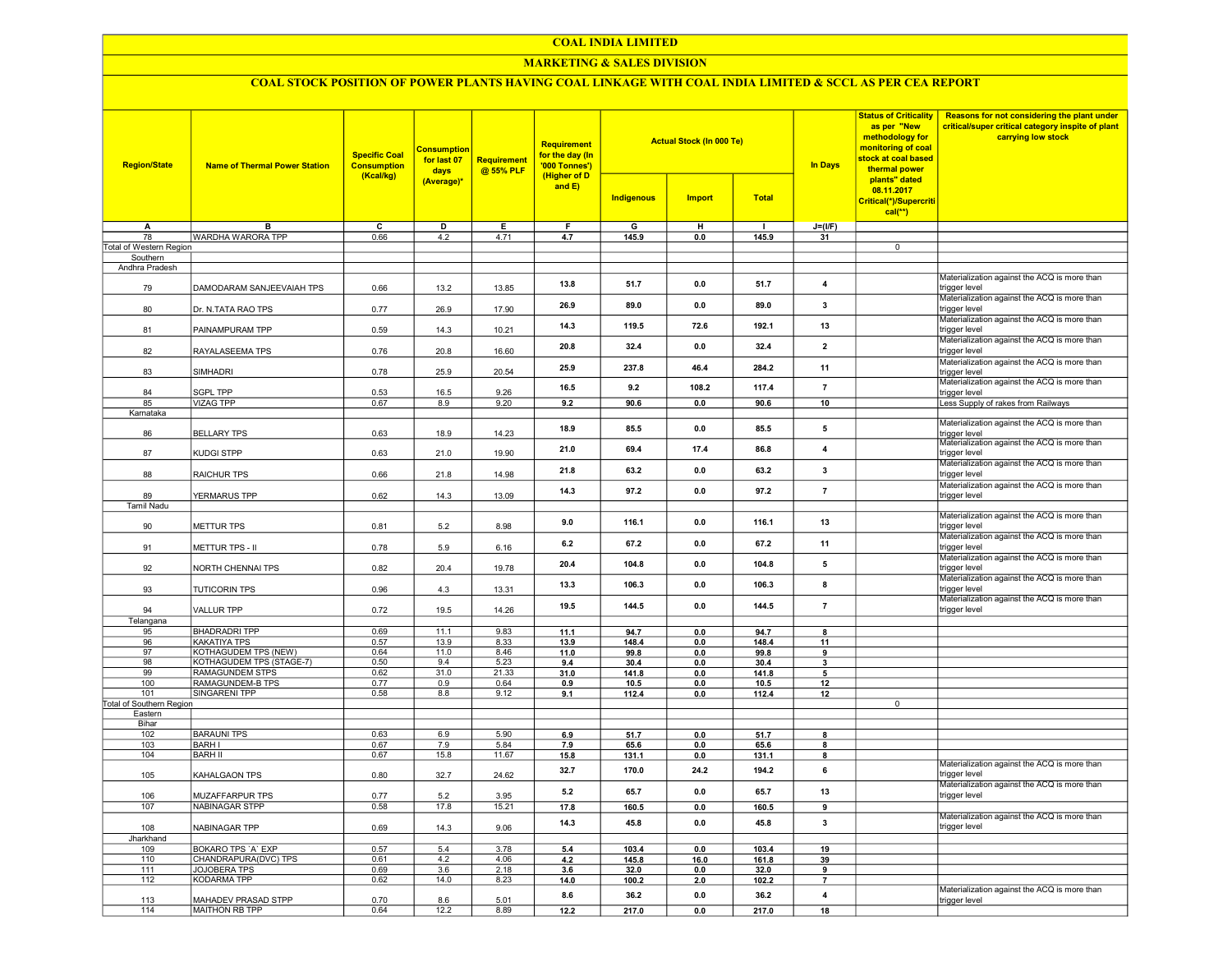# COAL INDIA LIMITED

## MARKETING & SALES DIVISION

### COAL STOCK POSITION OF POWER PLANTS HAVING COAL LINKAGE WITH COAL INDIA LIMITED & SCCL AS PER CEA REPORT

| Region/State | Name of Thermal Power Station | Specific Coal Consumption (Kcal/kg) | Consumption for last 07 days (Average)* | Requirement @ 55% PLF | Requirement for the day (In '000 Tonnes') (Higher of D and E) | Actual Stock (In 000 Te) | | | In Days | Status of Criticality as per "New methodology for monitoring of coal stock at coal based thermal power plants" dated 08.11.2017 Critical(*)/Supercritical(**) | Reasons for not considering the plant under critical/super critical category inspite of plant carrying low stock |
|---|---|---|---|---|---|---|---|---|---|---|---|
| | | | | | | Indigenous | Import | Total | | | |
| A | B | C | D | E | F | G | H | I | J=(I/F) | | |
| 78 | WARDHA WARORA TPP | 0.66 | 4.2 | 4.71 | 4.7 | 145.9 | 0.0 | 145.9 | 31 | | |
| Total of Western Region | | | | | | | | | | 0 | |
| Southern | | | | | | | | | | | |
| Andhra Pradesh | | | | | | | | | | | |
| 79 | DAMODARAM SANJEEVAIAH TPS | 0.66 | 13.2 | 13.85 | 13.8 | 51.7 | 0.0 | 51.7 | 4 | | Materialization against the ACQ is more than trigger level |
| 80 | Dr. N.TATA RAO TPS | 0.77 | 26.9 | 17.90 | 26.9 | 89.0 | 0.0 | 89.0 | 3 | | Materialization against the ACQ is more than trigger level |
| 81 | PAINAMPURAM TPP | 0.59 | 14.3 | 10.21 | 14.3 | 119.5 | 72.6 | 192.1 | 13 | | Materialization against the ACQ is more than trigger level |
| 82 | RAYALASEEMA TPS | 0.76 | 20.8 | 16.60 | 20.8 | 32.4 | 0.0 | 32.4 | 2 | | Materialization against the ACQ is more than trigger level |
| 83 | SIMHADRI | 0.78 | 25.9 | 20.54 | 25.9 | 237.8 | 46.4 | 284.2 | 11 | | Materialization against the ACQ is more than trigger level |
| 84 | SGPL TPP | 0.53 | 16.5 | 9.26 | 16.5 | 9.2 | 108.2 | 117.4 | 7 | | Materialization against the ACQ is more than trigger level |
| 85 | VIZAG TPP | 0.67 | 8.9 | 9.20 | 9.2 | 90.6 | 0.0 | 90.6 | 10 | | Less Supply of rakes from Railways |
| Karnataka | | | | | | | | | | | |
| 86 | BELLARY TPS | 0.63 | 18.9 | 14.23 | 18.9 | 85.5 | 0.0 | 85.5 | 5 | | Materialization against the ACQ is more than trigger level |
| 87 | KUDGI STPP | 0.63 | 21.0 | 19.90 | 21.0 | 69.4 | 17.4 | 86.8 | 4 | | Materialization against the ACQ is more than trigger level |
| 88 | RAICHUR TPS | 0.66 | 21.8 | 14.98 | 21.8 | 63.2 | 0.0 | 63.2 | 3 | | Materialization against the ACQ is more than trigger level |
| 89 | YERMARUS TPP | 0.62 | 14.3 | 13.09 | 14.3 | 97.2 | 0.0 | 97.2 | 7 | | Materialization against the ACQ is more than trigger level |
| Tamil Nadu | | | | | | | | | | | |
| 90 | METTUR TPS | 0.81 | 5.2 | 8.98 | 9.0 | 116.1 | 0.0 | 116.1 | 13 | | Materialization against the ACQ is more than trigger level |
| 91 | METTUR TPS - II | 0.78 | 5.9 | 6.16 | 6.2 | 67.2 | 0.0 | 67.2 | 11 | | Materialization against the ACQ is more than trigger level |
| 92 | NORTH CHENNAI TPS | 0.82 | 20.4 | 19.78 | 20.4 | 104.8 | 0.0 | 104.8 | 5 | | Materialization against the ACQ is more than trigger level |
| 93 | TUTICORIN TPS | 0.96 | 4.3 | 13.31 | 13.3 | 106.3 | 0.0 | 106.3 | 8 | | Materialization against the ACQ is more than trigger level |
| 94 | VALLUR TPP | 0.72 | 19.5 | 14.26 | 19.5 | 144.5 | 0.0 | 144.5 | 7 | | Materialization against the ACQ is more than trigger level |
| Telangana | | | | | | | | | | | |
| 95 | BHADRADRI TPP | 0.69 | 11.1 | 9.83 | 11.1 | 94.7 | 0.0 | 94.7 | 8 | | |
| 96 | KAKATIYA TPS | 0.57 | 13.9 | 8.33 | 13.9 | 148.4 | 0.0 | 148.4 | 11 | | |
| 97 | KOTHAGUDEM TPS (NEW) | 0.64 | 11.0 | 8.46 | 11.0 | 99.8 | 0.0 | 99.8 | 9 | | |
| 98 | KOTHAGUDEM TPS (STAGE-7) | 0.50 | 9.4 | 5.23 | 9.4 | 30.4 | 0.0 | 30.4 | 3 | | |
| 99 | RAMAGUNDEM STPS | 0.62 | 31.0 | 21.33 | 31.0 | 141.8 | 0.0 | 141.8 | 5 | | |
| 100 | RAMAGUNDEM-B TPS | 0.77 | 0.9 | 0.64 | 0.9 | 10.5 | 0.0 | 10.5 | 12 | | |
| 101 | SINGARENI TPP | 0.58 | 8.8 | 9.12 | 9.1 | 112.4 | 0.0 | 112.4 | 12 | | |
| Total of Southern Region | | | | | | | | | | 0 | |
| Eastern | | | | | | | | | | | |
| Bihar | | | | | | | | | | | |
| 102 | BARAUNI TPS | 0.63 | 6.9 | 5.90 | 6.9 | 51.7 | 0.0 | 51.7 | 8 | | |
| 103 | BARH I | 0.67 | 7.9 | 5.84 | 7.9 | 65.6 | 0.0 | 65.6 | 8 | | |
| 104 | BARH II | 0.67 | 15.8 | 11.67 | 15.8 | 131.1 | 0.0 | 131.1 | 8 | | |
| 105 | KAHALGAON TPS | 0.80 | 32.7 | 24.62 | 32.7 | 170.0 | 24.2 | 194.2 | 6 | | Materialization against the ACQ is more than trigger level |
| 106 | MUZAFFARPUR TPS | 0.77 | 5.2 | 3.95 | 5.2 | 65.7 | 0.0 | 65.7 | 13 | | Materialization against the ACQ is more than trigger level |
| 107 | NABINAGAR STPP | 0.58 | 17.8 | 15.21 | 17.8 | 160.5 | 0.0 | 160.5 | 9 | | |
| 108 | NABINAGAR TPP | 0.69 | 14.3 | 9.06 | 14.3 | 45.8 | 0.0 | 45.8 | 3 | | Materialization against the ACQ is more than trigger level |
| Jharkhand | | | | | | | | | | | |
| 109 | BOKARO TPS `A` EXP | 0.57 | 5.4 | 3.78 | 5.4 | 103.4 | 0.0 | 103.4 | 19 | | |
| 110 | CHANDRAPURA(DVC) TPS | 0.61 | 4.2 | 4.06 | 4.2 | 145.8 | 16.0 | 161.8 | 39 | | |
| 111 | JOJOBERA TPS | 0.69 | 3.6 | 2.18 | 3.6 | 32.0 | 0.0 | 32.0 | 9 | | |
| 112 | KODARMA TPP | 0.62 | 14.0 | 8.23 | 14.0 | 100.2 | 2.0 | 102.2 | 7 | | |
| 113 | MAHADEV PRASAD STPP | 0.70 | 8.6 | 5.01 | 8.6 | 36.2 | 0.0 | 36.2 | 4 | | Materialization against the ACQ is more than trigger level |
| 114 | MAITHON RB TPP | 0.64 | 12.2 | 8.89 | 12.2 | 217.0 | 0.0 | 217.0 | 18 | | |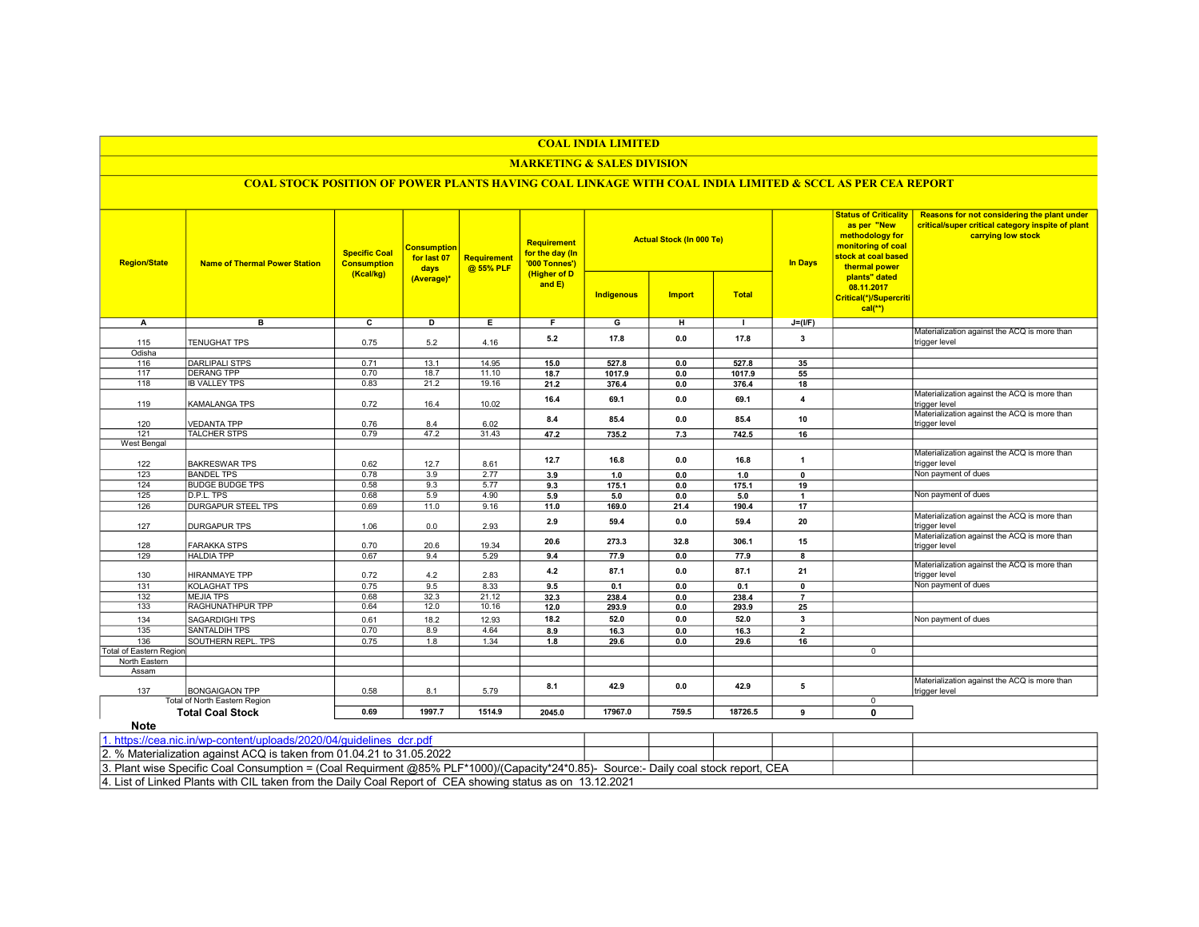# COAL INDIA LIMITED

## MARKETING & SALES DIVISION

### COAL STOCK POSITION OF POWER PLANTS HAVING COAL LINKAGE WITH COAL INDIA LIMITED & SCCL AS PER CEA REPORT

| Region/State | Name of Thermal Power Station | Specific Coal Consumption (Kcal/kg) | Consumption for last 07 days (Average)* | Requirement @ 55% PLF | Requirement for the day (In '000 Tonnes') (Higher of D and E) | Actual Stock (In 000 Te) | | | In Days | Status of Criticality as per "New methodology for monitoring of coal stock at coal based thermal power plants" dated 08.11.2017 Critical(*)/Supercritical(**) | Reasons for not considering the plant under critical/super critical category inspite of plant carrying low stock |
|---|---|---|---|---|---|---|---|---|---|---|---|
| | | | | | | Indigenous | Import | Total | | | |
| A | B | C | D | E | F | G | H | I | J=(I/F) | | |
| 115 | TENUGHAT TPS | 0.75 | 5.2 | 4.16 | 5.2 | 17.8 | 0.0 | 17.8 | 3 | | Materialization against the ACQ is more than trigger level |
| Odisha | | | | | | | | | | | |
| 116 | DARLIPALI STPS | 0.71 | 13.1 | 14.95 | 15.0 | 527.8 | 0.0 | 527.8 | 35 | | |
| 117 | DERANG TPP | 0.70 | 18.7 | 11.10 | 18.7 | 1017.9 | 0.0 | 1017.9 | 55 | | |
| 118 | IB VALLEY TPS | 0.83 | 21.2 | 19.16 | 21.2 | 376.4 | 0.0 | 376.4 | 18 | | |
| 119 | KAMALANGA TPS | 0.72 | 16.4 | 10.02 | 16.4 | 69.1 | 0.0 | 69.1 | 4 | | Materialization against the ACQ is more than trigger level |
| 120 | VEDANTA TPP | 0.76 | 8.4 | 6.02 | 8.4 | 85.4 | 0.0 | 85.4 | 10 | | Materialization against the ACQ is more than trigger level |
| 121 | TALCHER STPS | 0.79 | 47.2 | 31.43 | 47.2 | 735.2 | 7.3 | 742.5 | 16 | | |
| West Bengal | | | | | | | | | | | |
| 122 | BAKRESWAR TPS | 0.62 | 12.7 | 8.61 | 12.7 | 16.8 | 0.0 | 16.8 | 1 | | Materialization against the ACQ is more than trigger level |
| 123 | BANDEL TPS | 0.78 | 3.9 | 2.77 | 3.9 | 1.0 | 0.0 | 1.0 | 0 | | Non payment of dues |
| 124 | BUDGE BUDGE TPS | 0.58 | 9.3 | 5.77 | 9.3 | 175.1 | 0.0 | 175.1 | 19 | | |
| 125 | D.P.L. TPS | 0.68 | 5.9 | 4.90 | 5.9 | 5.0 | 0.0 | 5.0 | 1 | | Non payment of dues |
| 126 | DURGAPUR STEEL TPS | 0.69 | 11.0 | 9.16 | 11.0 | 169.0 | 21.4 | 190.4 | 17 | | |
| 127 | DURGAPUR TPS | 1.06 | 0.0 | 2.93 | 2.9 | 59.4 | 0.0 | 59.4 | 20 | | Materialization against the ACQ is more than trigger level |
| 128 | FARAKKA STPS | 0.70 | 20.6 | 19.34 | 20.6 | 273.3 | 32.8 | 306.1 | 15 | | Materialization against the ACQ is more than trigger level |
| 129 | HALDIA TPP | 0.67 | 9.4 | 5.29 | 9.4 | 77.9 | 0.0 | 77.9 | 8 | | |
| 130 | HIRANMAYE TPP | 0.72 | 4.2 | 2.83 | 4.2 | 87.1 | 0.0 | 87.1 | 21 | | Materialization against the ACQ is more than trigger level |
| 131 | KOLAGHAT TPS | 0.75 | 9.5 | 8.33 | 9.5 | 0.1 | 0.0 | 0.1 | 0 | | Non payment of dues |
| 132 | MEJIA TPS | 0.68 | 32.3 | 21.12 | 32.3 | 238.4 | 0.0 | 238.4 | 7 | | |
| 133 | RAGHUNATHPUR TPP | 0.64 | 12.0 | 10.16 | 12.0 | 293.9 | 0.0 | 293.9 | 25 | | |
| 134 | SAGARDIGHI TPS | 0.61 | 18.2 | 12.93 | 18.2 | 52.0 | 0.0 | 52.0 | 3 | | Non payment of dues |
| 135 | SANTALDIH TPS | 0.70 | 8.9 | 4.64 | 8.9 | 16.3 | 0.0 | 16.3 | 2 | | |
| 136 | SOUTHERN REPL. TPS | 0.75 | 1.8 | 1.34 | 1.8 | 29.6 | 0.0 | 29.6 | 16 | | |
| Total of Eastern Region | | | | | | | | | | 0 | |
| North Eastern | | | | | | | | | | | |
| Assam | | | | | | | | | | | |
| 137 | BONGAIGAON TPP | 0.58 | 8.1 | 5.79 | 8.1 | 42.9 | 0.0 | 42.9 | 5 | | Materialization against the ACQ is more than trigger level |
| Total of North Eastern Region | | | | | | | | | | 0 | |
| **Total Coal Stock** | | 0.69 | 1997.7 | 1514.9 | 2045.0 | 17967.0 | 759.5 | 18726.5 | 9 | 0 | |

**Note**

1. https://cea.nic.in/wp-content/uploads/2020/04/guidelines_dcr.pdf
2. % Materialization against ACQ is taken from 01.04.21 to 31.05.2022
3. Plant wise Specific Coal Consumption = (Coal Requirment @85% PLF*1000)/(Capacity*24*0.85)- Source:- Daily coal stock report, CEA
4. List of Linked Plants with CIL taken from the Daily Coal Report of CEA showing status as on 13.12.2021